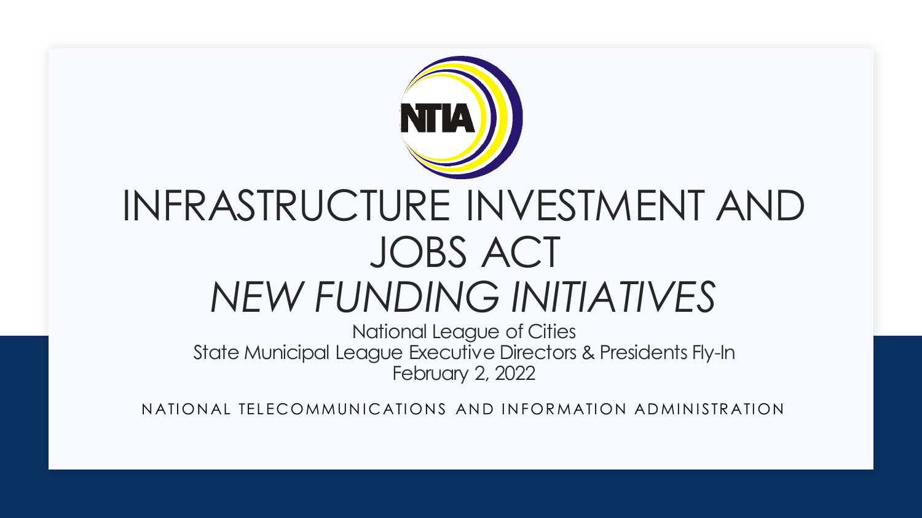# INFRASTRUCTURE INVESTMENT AND JOBS ACT

## *NEW FUNDING INITIATIVES*

National League of Cities
State Municipal League Executive Directors & Presidents Fly-In
February 2, 2022

NATIONAL TELECOMMUNICATIONS AND INFORMATION ADMINISTRATION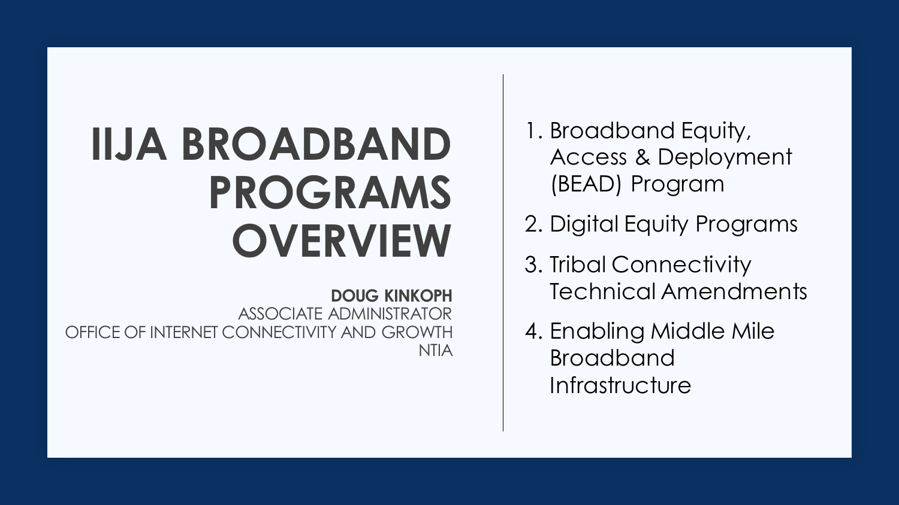# IIJA BROADBAND PROGRAMS OVERVIEW

**DOUG KINKOPH**
ASSOCIATE ADMINISTRATOR
OFFICE OF INTERNET CONNECTIVITY AND GROWTH
NTIA

1. Broadband Equity, Access & Deployment (BEAD) Program
2. Digital Equity Programs
3. Tribal Connectivity Technical Amendments
4. Enabling Middle Mile Broadband Infrastructure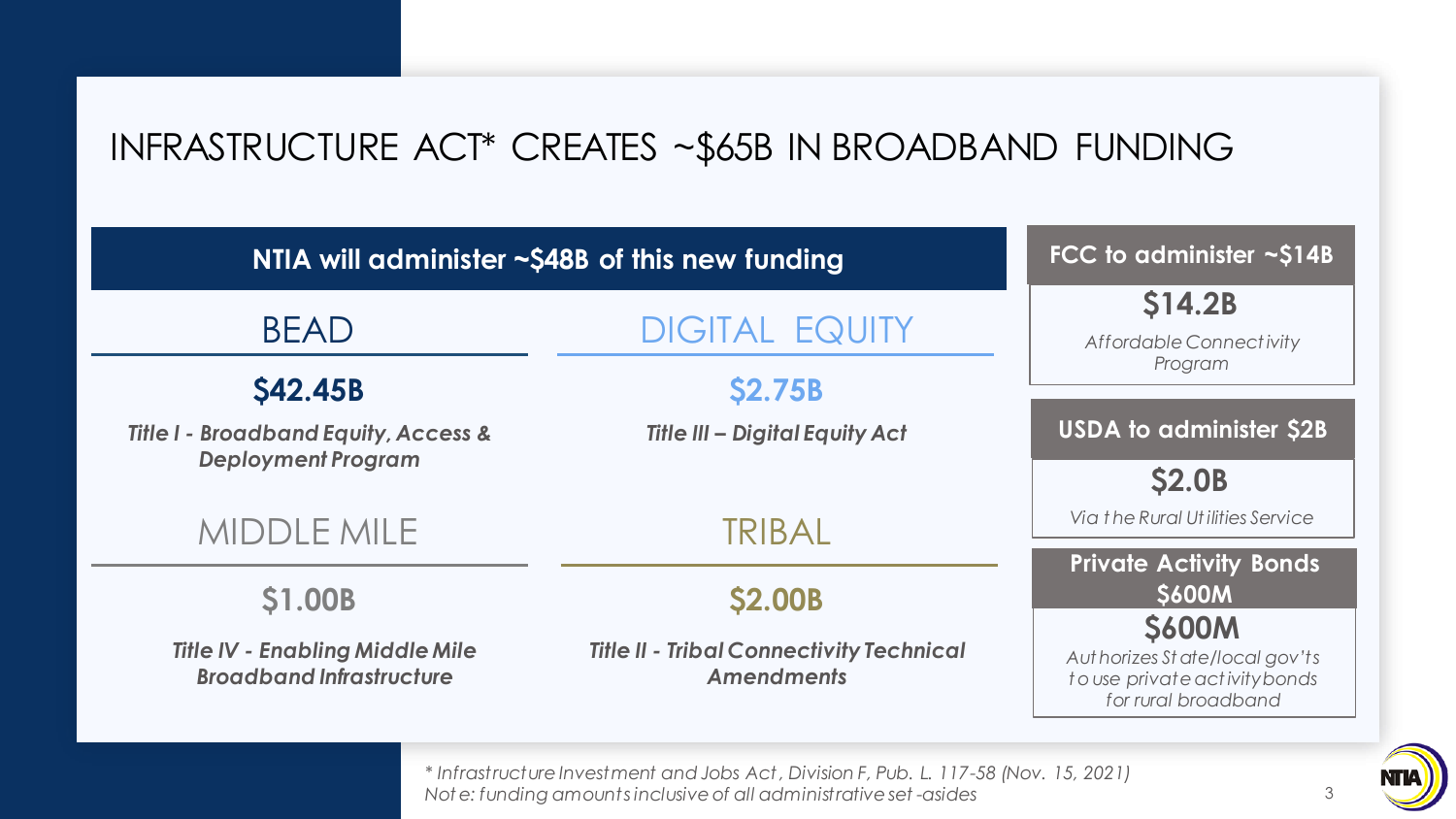# INFRASTRUCTURE ACT* CREATES ~$65B IN BROADBAND FUNDING

## NTIA will administer ~$48B of this new funding

### BEAD

**$42.45B**

***Title I - Broadband Equity, Access & Deployment Program***

### DIGITAL EQUITY

**$2.75B**

***Title III – Digital Equity Act***

### MIDDLE MILE

**$1.00B**

***Title IV - Enabling Middle Mile Broadband Infrastructure***

### TRIBAL

**$2.00B**

***Title II - Tribal Connectivity Technical Amendments***

## FCC to administer ~$14B

**$14.2B**

*Affordable Connectivity Program*

## USDA to administer $2B

**$2.0B**

*Via the Rural Utilities Service*

## Private Activity Bonds $600M

**$600M**

*Authorizes State/local gov'ts to use private activity bonds for rural broadband*

*\* Infrastructure Investment and Jobs Act, Division F, Pub. L. 117-58 (Nov. 15, 2021)*
*Note: funding amounts inclusive of all administrative set-asides*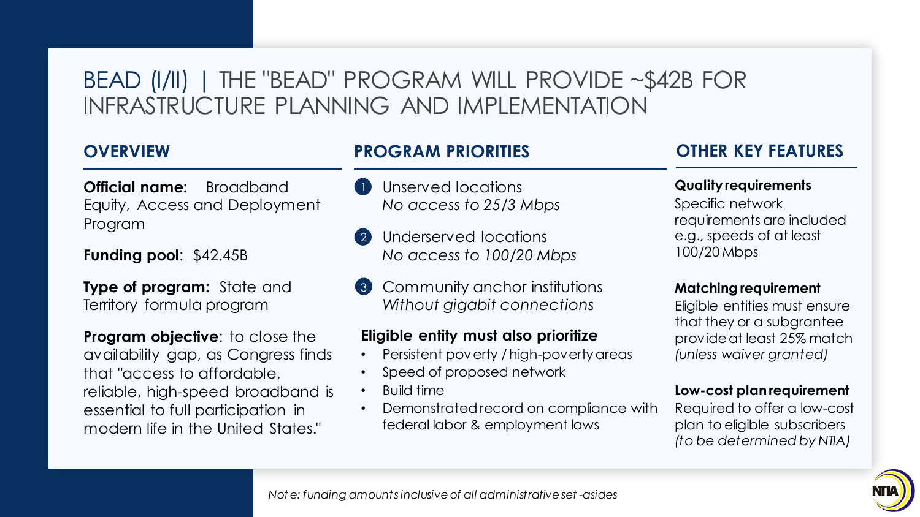# BEAD (I/II) | THE "BEAD" PROGRAM WILL PROVIDE ~$42B FOR INFRASTRUCTURE PLANNING AND IMPLEMENTATION

## OVERVIEW

**Official name:** Broadband Equity, Access and Deployment Program

**Funding pool**: $42.45B

**Type of program:** State and Territory formula program

**Program objective**: to close the availability gap, as Congress finds that "access to affordable, reliable, high-speed broadband is essential to full participation in modern life in the United States."

## PROGRAM PRIORITIES

1. Unserved locations
   *No access to 25/3 Mbps*
2. Underserved locations
   *No access to 100/20 Mbps*
3. Community anchor institutions
   *Without gigabit connections*

**Eligible entity must also prioritize**

- Persistent poverty / high-poverty areas
- Speed of proposed network
- Build time
- Demonstrated record on compliance with federal labor & employment laws

## OTHER KEY FEATURES

**Quality requirements**
Specific network requirements are included e.g., speeds of at least 100/20 Mbps

**Matching requirement**
Eligible entities must ensure that they or a subgrantee provide at least 25% match *(unless waiver granted)*

**Low-cost plan requirement**
Required to offer a low-cost plan to eligible subscribers *(to be determined by NTIA)*

*Note: funding amounts inclusive of all administrative set-asides*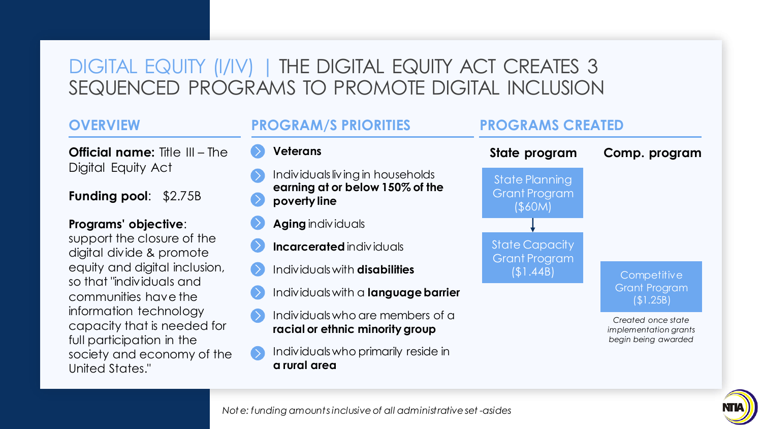# DIGITAL EQUITY (I/IV) | THE DIGITAL EQUITY ACT CREATES 3 SEQUENCED PROGRAMS TO PROMOTE DIGITAL INCLUSION

## OVERVIEW

**Official name:** Title III – The Digital Equity Act

**Funding pool**: $2.75B

**Programs' objective**: support the closure of the digital divide & promote equity and digital inclusion, so that "individuals and communities have the information technology capacity that is needed for full participation in the society and economy of the United States."

## PROGRAM/S PRIORITIES

- **Veterans**
- Individuals living in households **earning at or below 150% of the poverty line**
- **Aging** individuals
- **Incarcerated** individuals
- Individuals with **disabilities**
- Individuals with a **language barrier**
- Individuals who are members of a **racial or ethnic minority group**
- Individuals who primarily reside in **a rural area**

## PROGRAMS CREATED

**State program**

- State Planning Grant Program ($60M)
- ↓
- State Capacity Grant Program ($1.44B)

**Comp. program**

- Competitive Grant Program ($1.25B)

*Created once state implementation grants begin being awarded*

*Note: funding amounts inclusive of all administrative set-asides*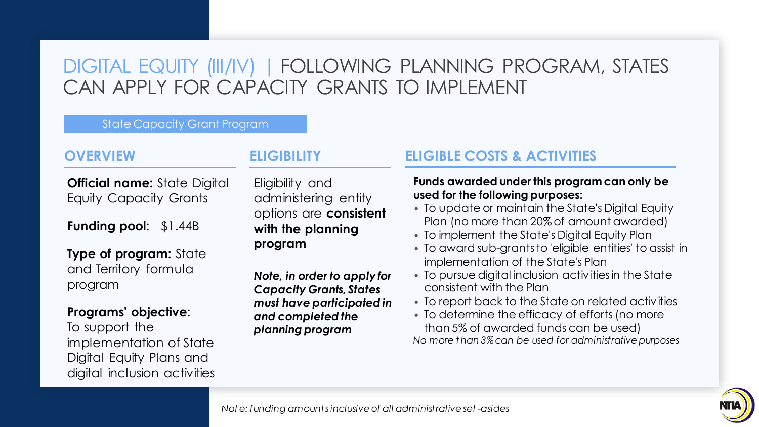# DIGITAL EQUITY (III/IV) | FOLLOWING PLANNING PROGRAM, STATES CAN APPLY FOR CAPACITY GRANTS TO IMPLEMENT

State Capacity Grant Program

## OVERVIEW

**Official name:** State Digital Equity Capacity Grants

**Funding pool**: $1.44B

**Type of program:** State and Territory formula program

**Programs' objective**: To support the implementation of State Digital Equity Plans and digital inclusion activities

## ELIGIBILITY

Eligibility and administering entity options are **consistent with the planning program**

***Note, in order to apply for Capacity Grants, States must have participated in and completed the planning program***

## ELIGIBLE COSTS & ACTIVITIES

**Funds awarded under this program can only be used for the following purposes:**

- To update or maintain the State's Digital Equity Plan (no more than 20% of amount awarded)
- To implement the State's Digital Equity Plan
- To award sub-grants to 'eligible entities' to assist in implementation of the State's Plan
- To pursue digital inclusion activities in the State consistent with the Plan
- To report back to the State on related activities
- To determine the efficacy of efforts (no more than 5% of awarded funds can be used)

*No more than 3% can be used for administrative purposes*

*Note: funding amounts inclusive of all administrative set-asides*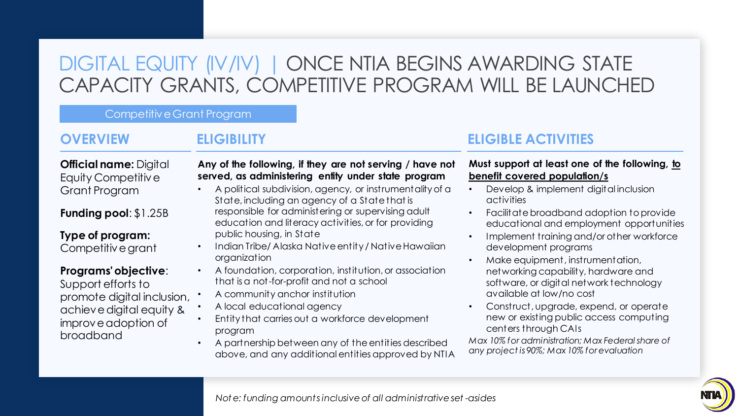# DIGITAL EQUITY (IV/IV) | ONCE NTIA BEGINS AWARDING STATE CAPACITY GRANTS, COMPETITIVE PROGRAM WILL BE LAUNCHED

Competitive Grant Program

## OVERVIEW

**Official name:** Digital Equity Competitive Grant Program

**Funding pool**: $1.25B

**Type of program:** Competitive grant

**Programs' objective**: Support efforts to promote digital inclusion, achieve digital equity & improve adoption of broadband

## ELIGIBILITY

**Any of the following, if they are not serving / have not served, as administering entity under state program**

- A political subdivision, agency, or instrumentality of a State, including an agency of a State that is responsible for administering or supervising adult education and literacy activities, or for providing public housing, in State
- Indian Tribe/ Alaska Native entity / Native Hawaiian organization
- A foundation, corporation, institution, or association that is a not-for-profit and not a school
- A community anchor institution
- A local educational agency
- Entity that carries out a workforce development program
- A partnership between any of the entities described above, and any additional entities approved by NTIA

## ELIGIBLE ACTIVITIES

**Must support at least one of the following, <u>to benefit covered population/s</u>**

- Develop & implement digital inclusion activities
- Facilitate broadband adoption to provide educational and employment opportunities
- Implement training and/or other workforce development programs
- Make equipment, instrumentation, networking capability, hardware and software, or digital network technology available at low/no cost
- Construct, upgrade, expend, or operate new or existing public access computing centers through CAIs

*Max 10% for administration; Max Federal share of any project is 90%; Max 10% for evaluation*

*Note: funding amounts inclusive of all administrative set-asides*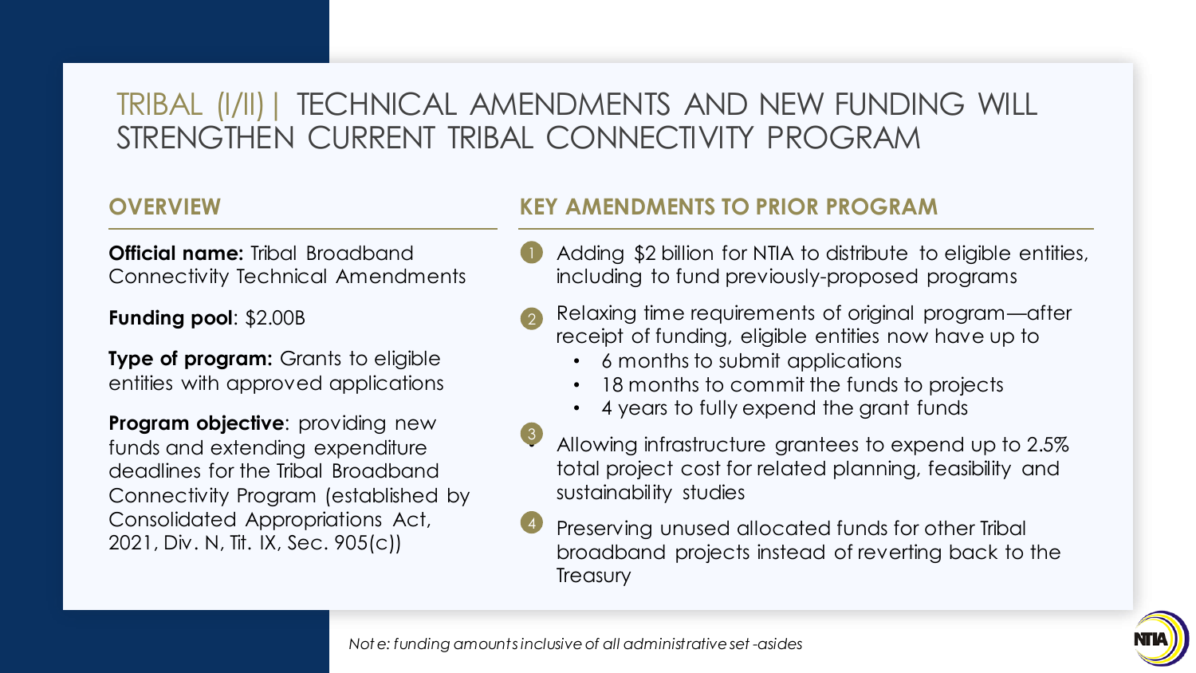# TRIBAL (I/II) | TECHNICAL AMENDMENTS AND NEW FUNDING WILL STRENGTHEN CURRENT TRIBAL CONNECTIVITY PROGRAM

## OVERVIEW

**Official name:** Tribal Broadband Connectivity Technical Amendments

**Funding pool**: $2.00B

**Type of program:** Grants to eligible entities with approved applications

**Program objective**: providing new funds and extending expenditure deadlines for the Tribal Broadband Connectivity Program (established by Consolidated Appropriations Act, 2021, Div. N, Tit. IX, Sec. 905(c))

## KEY AMENDMENTS TO PRIOR PROGRAM

1. Adding $2 billion for NTIA to distribute to eligible entities, including to fund previously-proposed programs
2. Relaxing time requirements of original program—after receipt of funding, eligible entities now have up to
   - 6 months to submit applications
   - 18 months to commit the funds to projects
   - 4 years to fully expend the grant funds
3. Allowing infrastructure grantees to expend up to 2.5% total project cost for related planning, feasibility and sustainability studies
4. Preserving unused allocated funds for other Tribal broadband projects instead of reverting back to the Treasury

*Note: funding amounts inclusive of all administrative set-asides*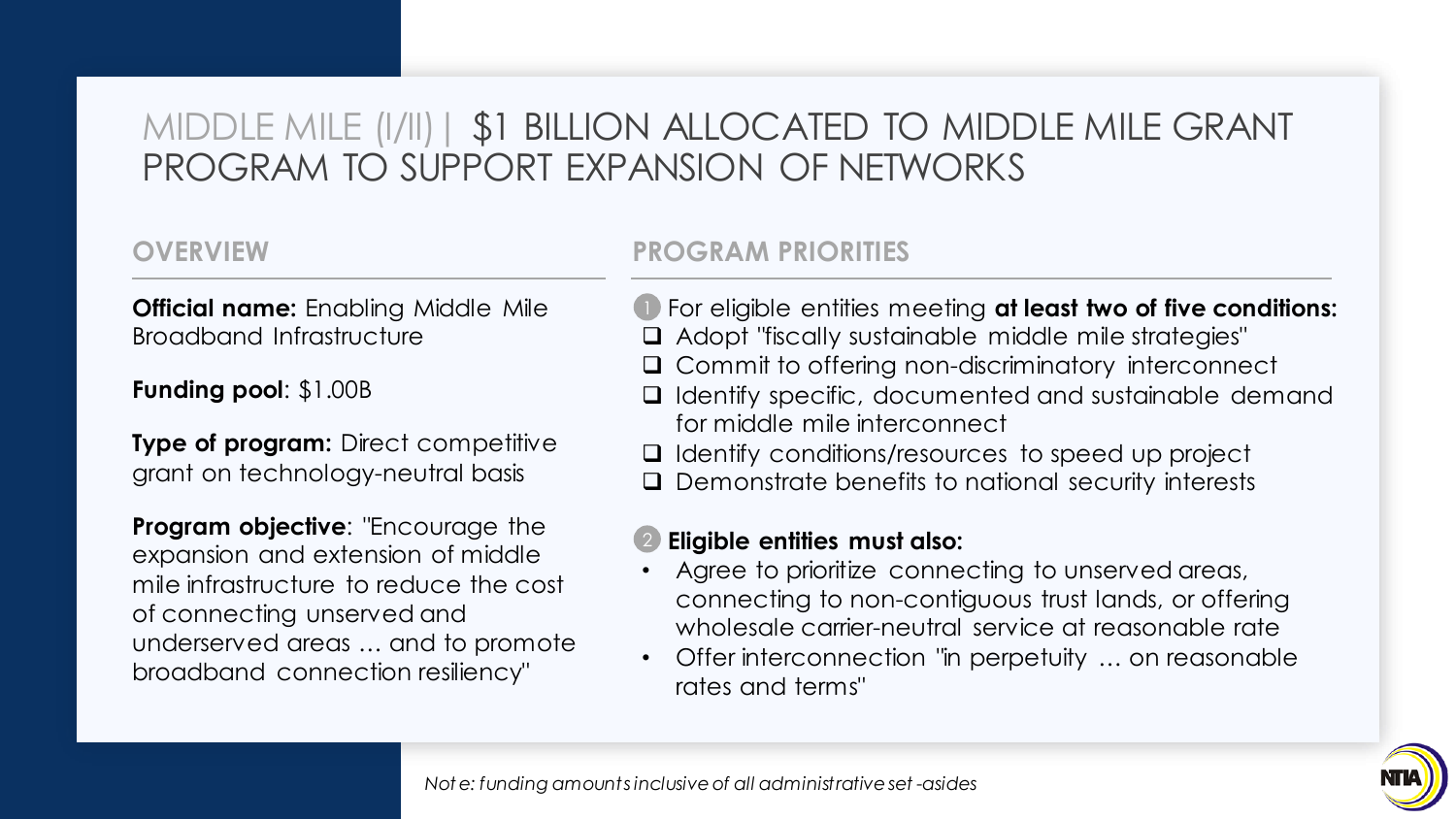# MIDDLE MILE (I/II) | $1 BILLION ALLOCATED TO MIDDLE MILE GRANT PROGRAM TO SUPPORT EXPANSION OF NETWORKS

## OVERVIEW

**Official name:** Enabling Middle Mile Broadband Infrastructure

**Funding pool**: $1.00B

**Type of program:** Direct competitive grant on technology-neutral basis

**Program objective**: "Encourage the expansion and extension of middle mile infrastructure to reduce the cost of connecting unserved and underserved areas … and to promote broadband connection resiliency"

## PROGRAM PRIORITIES

1. For eligible entities meeting **at least two of five conditions:**
   - ❑ Adopt "fiscally sustainable middle mile strategies"
   - ❑ Commit to offering non-discriminatory interconnect
   - ❑ Identify specific, documented and sustainable demand for middle mile interconnect
   - ❑ Identify conditions/resources to speed up project
   - ❑ Demonstrate benefits to national security interests

2. **Eligible entities must also:**
   - Agree to prioritize connecting to unserved areas, connecting to non-contiguous trust lands, or offering wholesale carrier-neutral service at reasonable rate
   - Offer interconnection "in perpetuity … on reasonable rates and terms"

*Note: funding amounts inclusive of all administrative set-asides*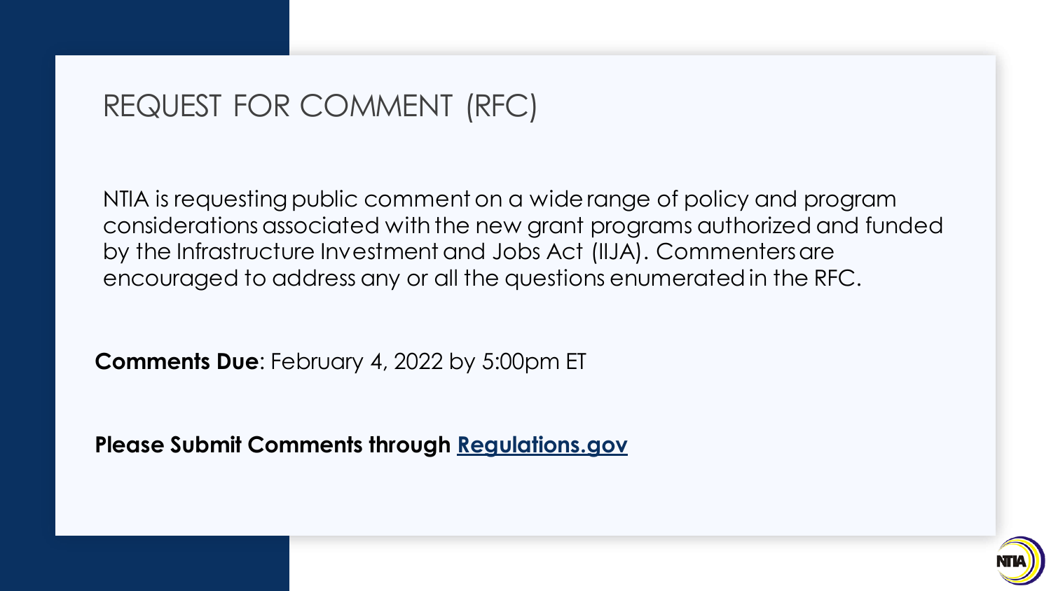# REQUEST FOR COMMENT (RFC)

NTIA is requesting public comment on a wide range of policy and program considerations associated with the new grant programs authorized and funded by the Infrastructure Investment and Jobs Act (IIJA). Commenters are encouraged to address any or all the questions enumerated in the RFC.

**Comments Due**: February 4, 2022 by 5:00pm ET

**Please Submit Comments through Regulations.gov**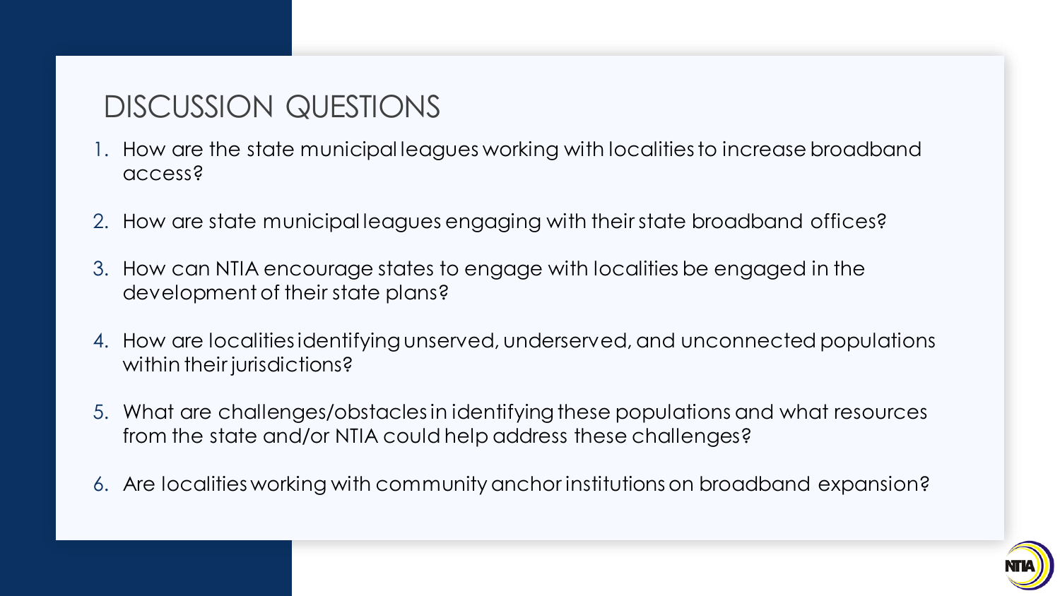## DISCUSSION QUESTIONS

1. How are the state municipal leagues working with localities to increase broadband access?
2. How are state municipal leagues engaging with their state broadband offices?
3. How can NTIA encourage states to engage with localities be engaged in the development of their state plans?
4. How are localities identifying unserved, underserved, and unconnected populations within their jurisdictions?
5. What are challenges/obstacles in identifying these populations and what resources from the state and/or NTIA could help address these challenges?
6. Are localities working with community anchor institutions on broadband expansion?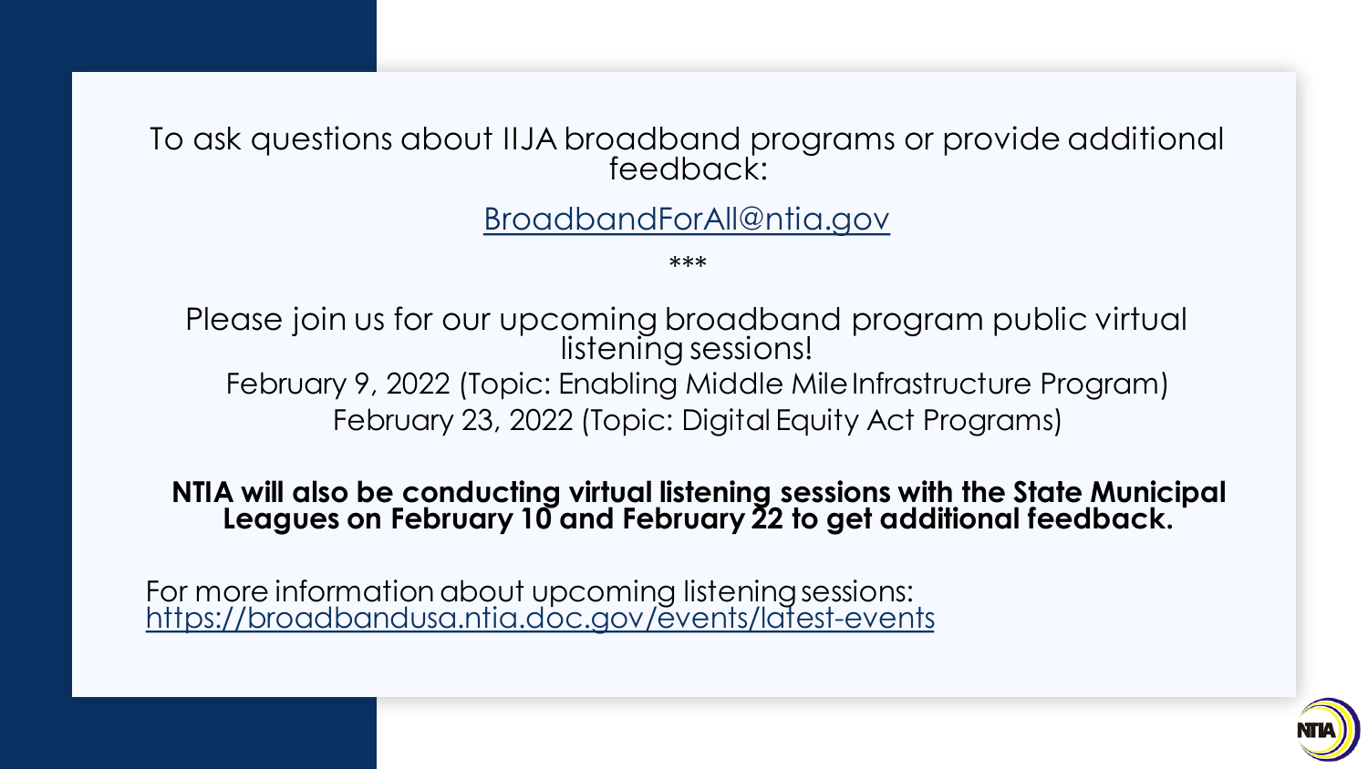To ask questions about IIJA broadband programs or provide additional feedback:

BroadbandForAll@ntia.gov

***

Please join us for our upcoming broadband program public virtual listening sessions!

February 9, 2022 (Topic: Enabling Middle Mile Infrastructure Program)

February 23, 2022 (Topic: Digital Equity Act Programs)

**NTIA will also be conducting virtual listening sessions with the State Municipal Leagues on February 10 and February 22 to get additional feedback.**

For more information about upcoming listening sessions:
https://broadbandusa.ntia.doc.gov/events/latest-events